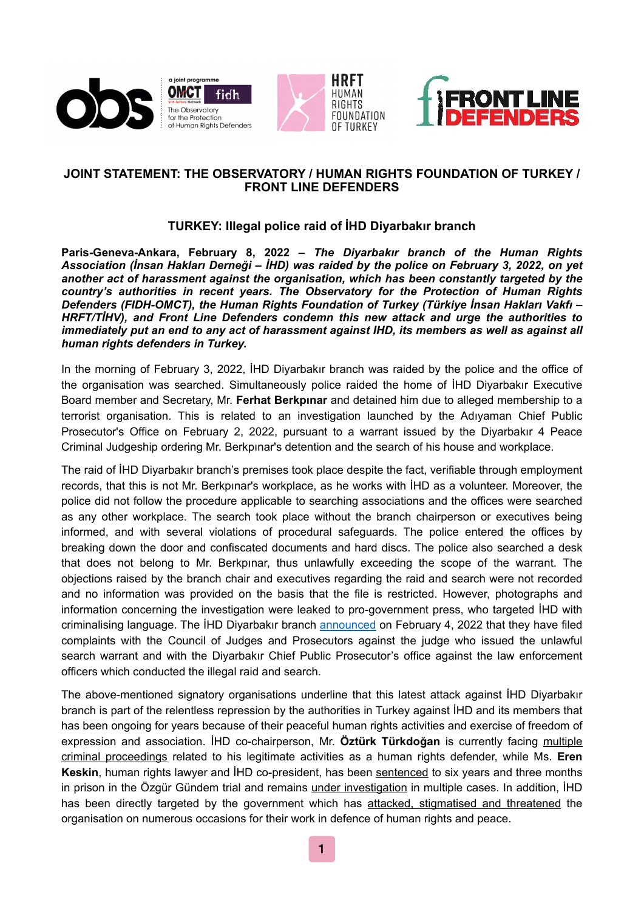**JOINT STATEMENT: THE OBSERVATORY / HUMAN RIGHTS FOUNDATION OF TURKEY / FRONT LINE DEFENDERS**

## TURKEY: Illegal police raid of İHD Diyarbakır branch

**Paris-Geneva-Ankara, February 8, 2022 –** ***The Diyarbakır branch of the Human Rights Association (İnsan Hakları Derneği – İHD) was raided by the police on February 3, 2022, on yet another act of harassment against the organisation, which has been constantly targeted by the country's authorities in recent years. The Observatory for the Protection of Human Rights Defenders (FIDH-OMCT), the Human Rights Foundation of Turkey (Türkiye İnsan Hakları Vakfı – HRFT/TİHV), and Front Line Defenders condemn this new attack and urge the authorities to immediately put an end to any act of harassment against IHD, its members as well as against all human rights defenders in Turkey.***

In the morning of February 3, 2022, İHD Diyarbakır branch was raided by the police and the office of the organisation was searched. Simultaneously police raided the home of İHD Diyarbakır Executive Board member and Secretary, Mr. **Ferhat Berkpınar** and detained him due to alleged membership to a terrorist organisation. This is related to an investigation launched by the Adıyaman Chief Public Prosecutor's Office on February 2, 2022, pursuant to a warrant issued by the Diyarbakır 4 Peace Criminal Judgeship ordering Mr. Berkpınar's detention and the search of his house and workplace.

The raid of İHD Diyarbakır branch's premises took place despite the fact, verifiable through employment records, that this is not Mr. Berkpınar's workplace, as he works with İHD as a volunteer. Moreover, the police did not follow the procedure applicable to searching associations and the offices were searched as any other workplace. The search took place without the branch chairperson or executives being informed, and with several violations of procedural safeguards. The police entered the offices by breaking down the door and confiscated documents and hard discs. The police also searched a desk that does not belong to Mr. Berkpınar, thus unlawfully exceeding the scope of the warrant. The objections raised by the branch chair and executives regarding the raid and search were not recorded and no information was provided on the basis that the file is restricted. However, photographs and information concerning the investigation were leaked to pro-government press, who targeted İHD with criminalising language. The İHD Diyarbakır branch announced on February 4, 2022 that they have filed complaints with the Council of Judges and Prosecutors against the judge who issued the unlawful search warrant and with the Diyarbakır Chief Public Prosecutor's office against the law enforcement officers which conducted the illegal raid and search.

The above-mentioned signatory organisations underline that this latest attack against İHD Diyarbakır branch is part of the relentless repression by the authorities in Turkey against İHD and its members that has been ongoing for years because of their peaceful human rights activities and exercise of freedom of expression and association. İHD co-chairperson, Mr. **Öztürk Türkdoğan** is currently facing multiple criminal proceedings related to his legitimate activities as a human rights defender, while Ms. **Eren Keskin**, human rights lawyer and İHD co-president, has been sentenced to six years and three months in prison in the Özgür Gündem trial and remains under investigation in multiple cases. In addition, İHD has been directly targeted by the government which has attacked, stigmatised and threatened the organisation on numerous occasions for their work in defence of human rights and peace.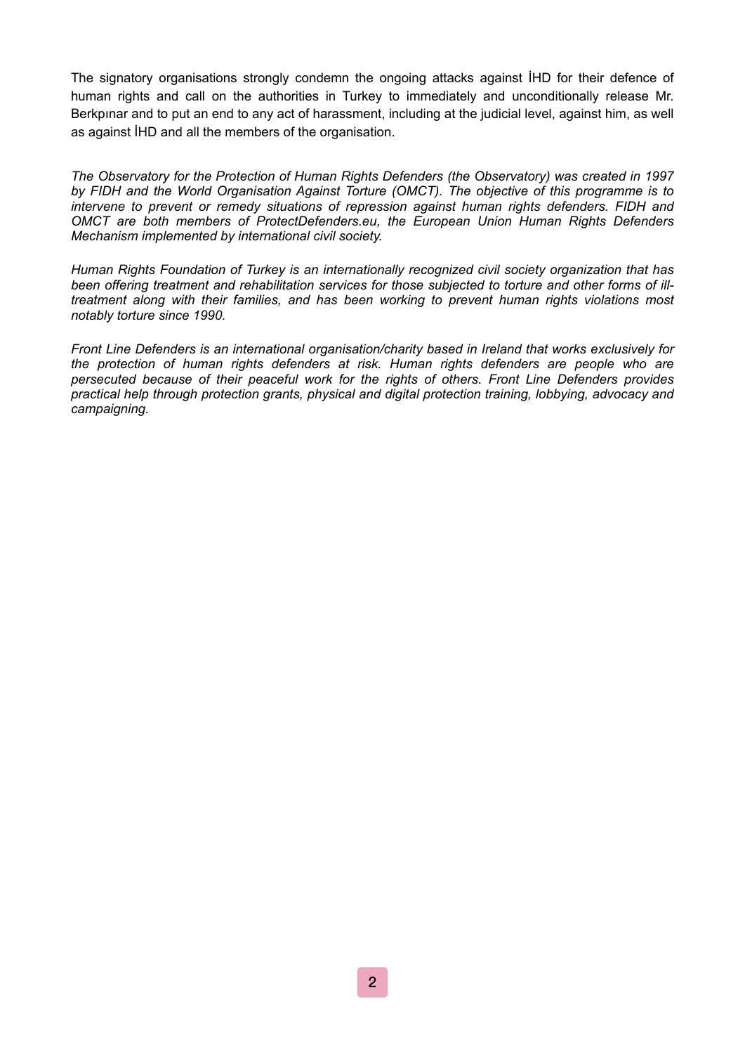The signatory organisations strongly condemn the ongoing attacks against İHD for their defence of human rights and call on the authorities in Turkey to immediately and unconditionally release Mr. Berkpınar and to put an end to any act of harassment, including at the judicial level, against him, as well as against İHD and all the members of the organisation.

*The Observatory for the Protection of Human Rights Defenders (the Observatory) was created in 1997 by FIDH and the World Organisation Against Torture (OMCT). The objective of this programme is to intervene to prevent or remedy situations of repression against human rights defenders. FIDH and OMCT are both members of ProtectDefenders.eu, the European Union Human Rights Defenders Mechanism implemented by international civil society.*

*Human Rights Foundation of Turkey is an internationally recognized civil society organization that has been offering treatment and rehabilitation services for those subjected to torture and other forms of ill-treatment along with their families, and has been working to prevent human rights violations most notably torture since 1990.*

*Front Line Defenders is an international organisation/charity based in Ireland that works exclusively for the protection of human rights defenders at risk. Human rights defenders are people who are persecuted because of their peaceful work for the rights of others. Front Line Defenders provides practical help through protection grants, physical and digital protection training, lobbying, advocacy and campaigning.*